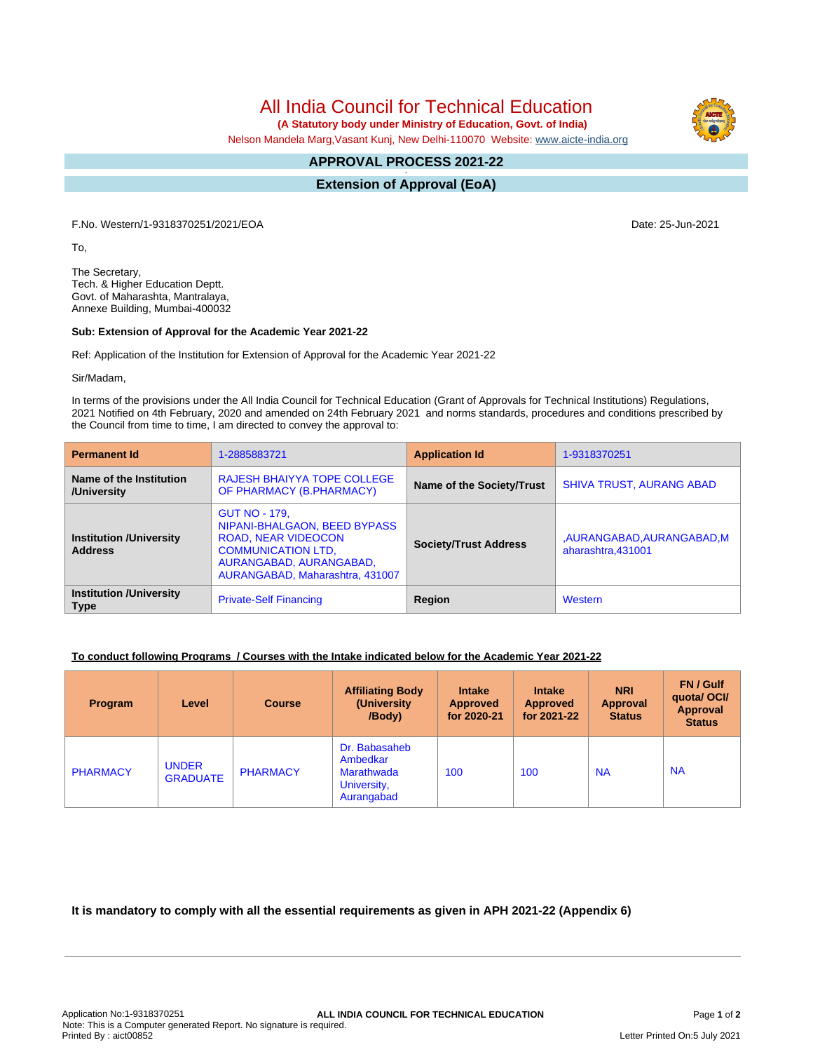# All India Council for Technical Education

**(A Statutory body under Ministry of Education, Govt. of India)**

Nelson Mandela Marg,Vasant Kunj, New Delhi-110070 Website: www.aicte-india.org

## APPROVAL PROCESS 2021-22

## Extension of Approval (EoA)

F.No. Western/1-9318370251/2021/EOA

Date: 25-Jun-2021

To,

The Secretary,
Tech. & Higher Education Deptt.
Govt. of Maharashta, Mantralaya,
Annexe Building, Mumbai-400032

**Sub: Extension of Approval for the Academic Year 2021-22**

Ref: Application of the Institution for Extension of Approval for the Academic Year 2021-22

Sir/Madam,

In terms of the provisions under the All India Council for Technical Education (Grant of Approvals for Technical Institutions) Regulations, 2021 Notified on 4th February, 2020 and amended on 24th February 2021 and norms standards, procedures and conditions prescribed by the Council from time to time, I am directed to convey the approval to:

| **Permanent Id** | 1-2885883721 | **Application Id** | 1-9318370251 |
|---|---|---|---|
| **Name of the Institution /University** | RAJESH BHAIYYA TOPE COLLEGE OF PHARMACY (B.PHARMACY) | **Name of the Society/Trust** | SHIVA TRUST, AURANG ABAD |
| **Institution /University Address** | GUT NO - 179, NIPANI-BHALGAON, BEED BYPASS ROAD, NEAR VIDEOCON COMMUNICATION LTD, AURANGABAD, AURANGABAD, AURANGABAD, Maharashtra, 431007 | **Society/Trust Address** | ,AURANGABAD,AURANGABAD,Maharashtra,431001 |
| **Institution /University Type** | Private-Self Financing | **Region** | Western |

**To conduct following Programs / Courses with the Intake indicated below for the Academic Year 2021-22**

| Program | Level | Course | Affiliating Body (University /Body) | Intake Approved for 2020-21 | Intake Approved for 2021-22 | NRI Approval Status | FN / Gulf quota/ OCI/ Approval Status |
|---|---|---|---|---|---|---|---|
| PHARMACY | UNDER GRADUATE | PHARMACY | Dr. Babasaheb Ambedkar Marathwada University, Aurangabad | 100 | 100 | NA | NA |

**It is mandatory to comply with all the essential requirements as given in APH 2021-22 (Appendix 6)**

Application No:1-9318370251
Note: This is a Computer generated Report. No signature is required.
Printed By : aict00852

ALL INDIA COUNCIL FOR TECHNICAL EDUCATION

Letter Printed On:5 July 2021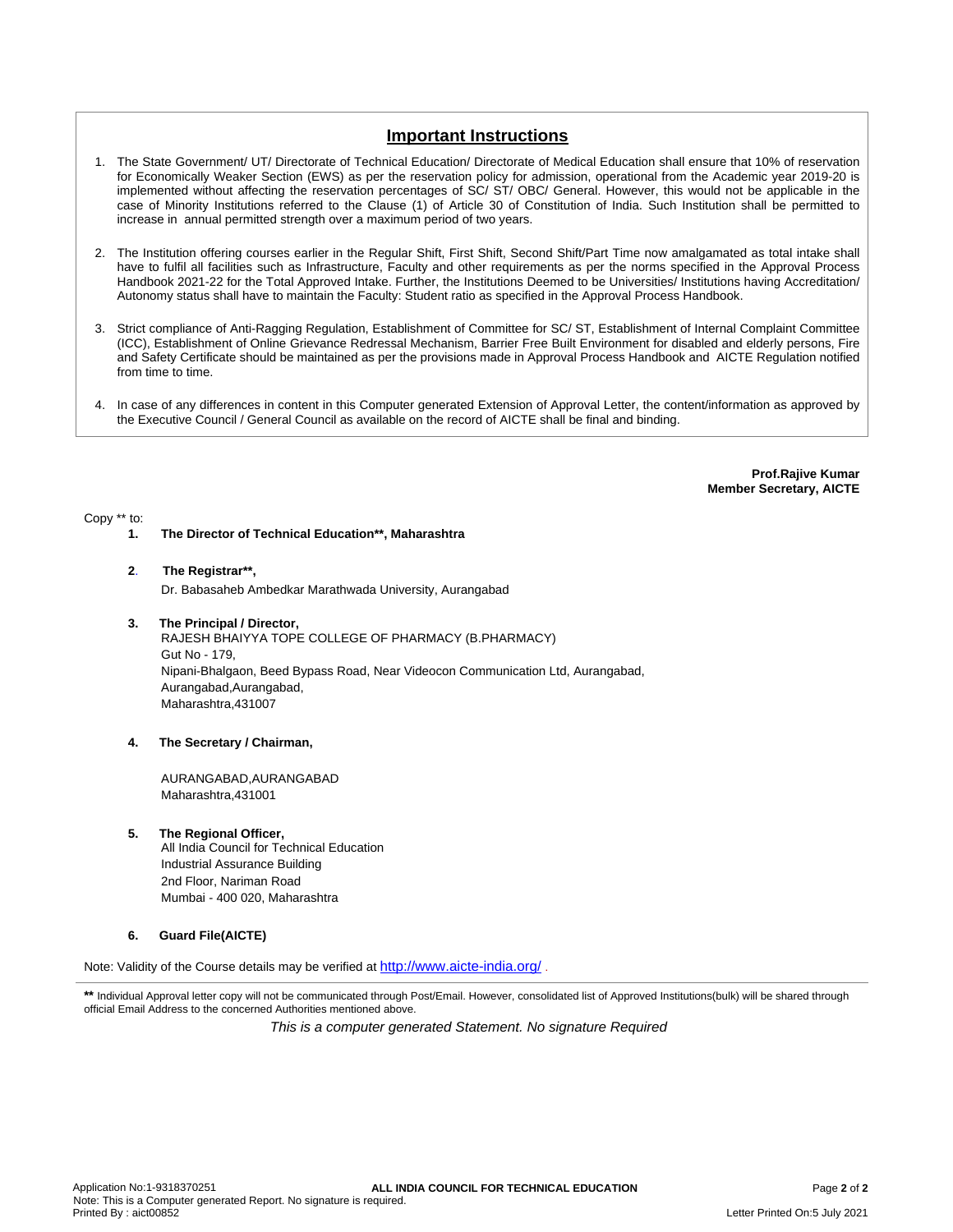## Important Instructions

1. The State Government/ UT/ Directorate of Technical Education/ Directorate of Medical Education shall ensure that 10% of reservation for Economically Weaker Section (EWS) as per the reservation policy for admission, operational from the Academic year 2019-20 is implemented without affecting the reservation percentages of SC/ ST/ OBC/ General. However, this would not be applicable in the case of Minority Institutions referred to the Clause (1) of Article 30 of Constitution of India. Such Institution shall be permitted to increase in annual permitted strength over a maximum period of two years.

2. The Institution offering courses earlier in the Regular Shift, First Shift, Second Shift/Part Time now amalgamated as total intake shall have to fulfil all facilities such as Infrastructure, Faculty and other requirements as per the norms specified in the Approval Process Handbook 2021-22 for the Total Approved Intake. Further, the Institutions Deemed to be Universities/ Institutions having Accreditation/ Autonomy status shall have to maintain the Faculty: Student ratio as specified in the Approval Process Handbook.

3. Strict compliance of Anti-Ragging Regulation, Establishment of Committee for SC/ ST, Establishment of Internal Complaint Committee (ICC), Establishment of Online Grievance Redressal Mechanism, Barrier Free Built Environment for disabled and elderly persons, Fire and Safety Certificate should be maintained as per the provisions made in Approval Process Handbook and AICTE Regulation notified from time to time.

4. In case of any differences in content in this Computer generated Extension of Approval Letter, the content/information as approved by the Executive Council / General Council as available on the record of AICTE shall be final and binding.

**Prof.Rajive Kumar**
**Member Secretary, AICTE**

Copy ** to:

1. **The Director of Technical Education**, Maharashtra**

2. **The Registrar**,**
   Dr. Babasaheb Ambedkar Marathwada University, Aurangabad

3. **The Principal / Director,**
   RAJESH BHAIYYA TOPE COLLEGE OF PHARMACY (B.PHARMACY)
   Gut No - 179,
   Nipani-Bhalgaon, Beed Bypass Road, Near Videocon Communication Ltd, Aurangabad,
   Aurangabad,Aurangabad,
   Maharashtra,431007

4. **The Secretary / Chairman,**

   AURANGABAD,AURANGABAD
   Maharashtra,431001

5. **The Regional Officer,**
   All India Council for Technical Education
   Industrial Assurance Building
   2nd Floor, Nariman Road
   Mumbai - 400 020, Maharashtra

6. **Guard File(AICTE)**

Note: Validity of the Course details may be verified at http://www.aicte-india.org/ .

** Individual Approval letter copy will not be communicated through Post/Email. However, consolidated list of Approved Institutions(bulk) will be shared through official Email Address to the concerned Authorities mentioned above.

*This is a computer generated Statement. No signature Required*

Application No:1-9318370251

**ALL INDIA COUNCIL FOR TECHNICAL EDUCATION**

Note: This is a Computer generated Report. No signature is required.

Printed By : aict00852

Letter Printed On:5 July 2021